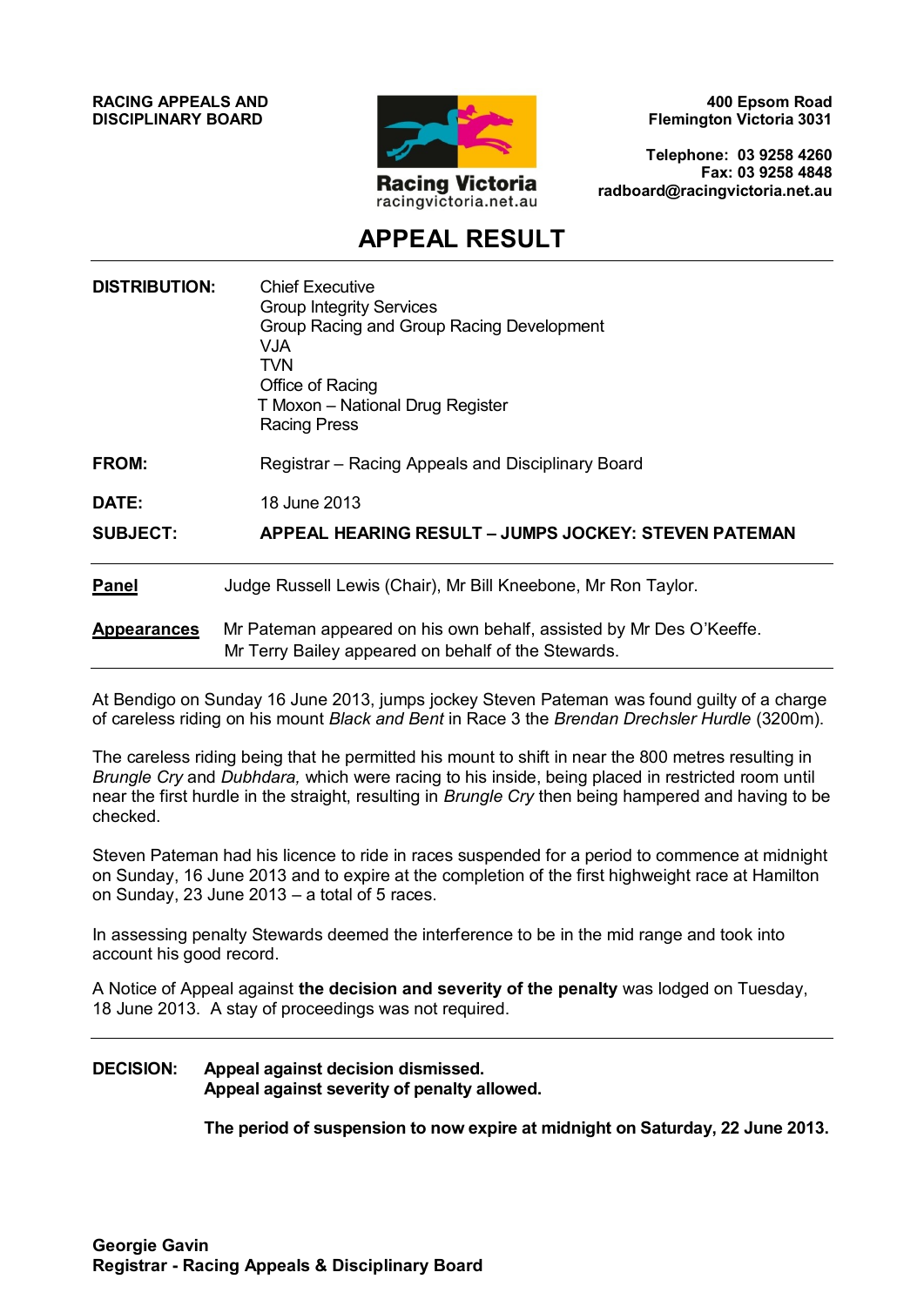**RACING APPEALS AND DISCIPLINARY BOARD**

Racing Victoria
racingvictoria.net.au

**400 Epsom Road**
**Flemington Victoria 3031**

**Telephone: 03 9258 4260**
**Fax: 03 9258 4848**
**radboard@racingvictoria.net.au**

# APPEAL RESULT

---

**DISTRIBUTION:** Chief Executive
Group Integrity Services
Group Racing and Group Racing Development
VJA
TVN
Office of Racing
T Moxon – National Drug Register
Racing Press

**FROM:** Registrar – Racing Appeals and Disciplinary Board

**DATE:** 18 June 2013

**SUBJECT:** **APPEAL HEARING RESULT – JUMPS JOCKEY: STEVEN PATEMAN**

---

**Panel** Judge Russell Lewis (Chair), Mr Bill Kneebone, Mr Ron Taylor.

**Appearances** Mr Pateman appeared on his own behalf, assisted by Mr Des O'Keeffe.
Mr Terry Bailey appeared on behalf of the Stewards.

---

At Bendigo on Sunday 16 June 2013, jumps jockey Steven Pateman was found guilty of a charge of careless riding on his mount *Black and Bent* in Race 3 the *Brendan Drechsler Hurdle* (3200m).

The careless riding being that he permitted his mount to shift in near the 800 metres resulting in *Brungle Cry* and *Dubhdara,* which were racing to his inside, being placed in restricted room until near the first hurdle in the straight, resulting in *Brungle Cry* then being hampered and having to be checked.

Steven Pateman had his licence to ride in races suspended for a period to commence at midnight on Sunday, 16 June 2013 and to expire at the completion of the first highweight race at Hamilton on Sunday, 23 June 2013 – a total of 5 races.

In assessing penalty Stewards deemed the interference to be in the mid range and took into account his good record.

A Notice of Appeal against **the decision and severity of the penalty** was lodged on Tuesday, 18 June 2013. A stay of proceedings was not required.

---

**DECISION:** **Appeal against decision dismissed.**
**Appeal against severity of penalty allowed.**

**The period of suspension to now expire at midnight on Saturday, 22 June 2013.**

**Georgie Gavin**
**Registrar - Racing Appeals & Disciplinary Board**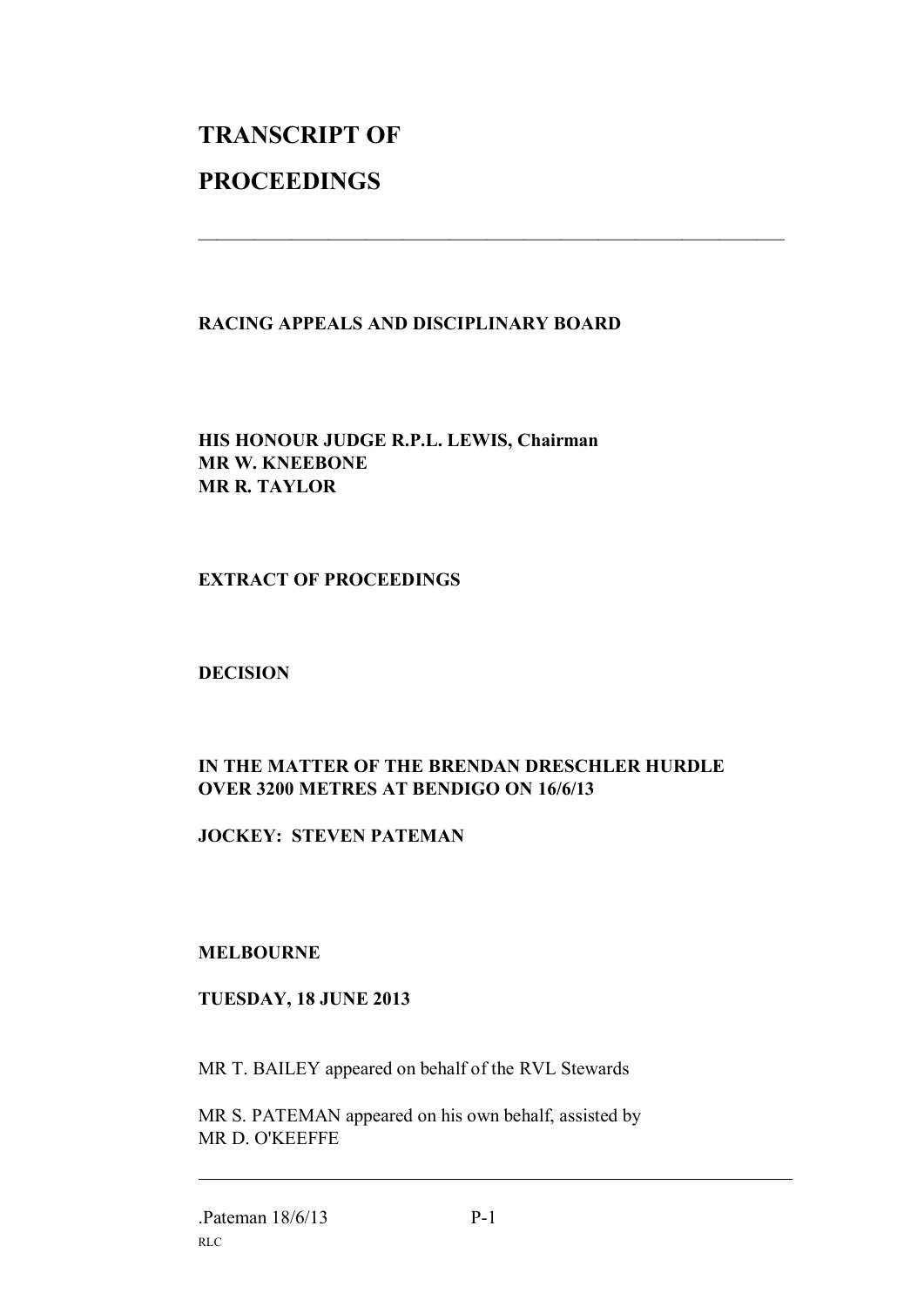# TRANSCRIPT OF

# PROCEEDINGS

---

**RACING APPEALS AND DISCIPLINARY BOARD**

**HIS HONOUR JUDGE R.P.L. LEWIS, Chairman**
**MR W. KNEEBONE**
**MR R. TAYLOR**

**EXTRACT OF PROCEEDINGS**

**DECISION**

**IN THE MATTER OF THE BRENDAN DRESCHLER HURDLE OVER 3200 METRES AT BENDIGO ON 16/6/13**

**JOCKEY: STEVEN PATEMAN**

**MELBOURNE**

**TUESDAY, 18 JUNE 2013**

MR T. BAILEY appeared on behalf of the RVL Stewards

MR S. PATEMAN appeared on his own behalf, assisted by MR D. O'KEEFFE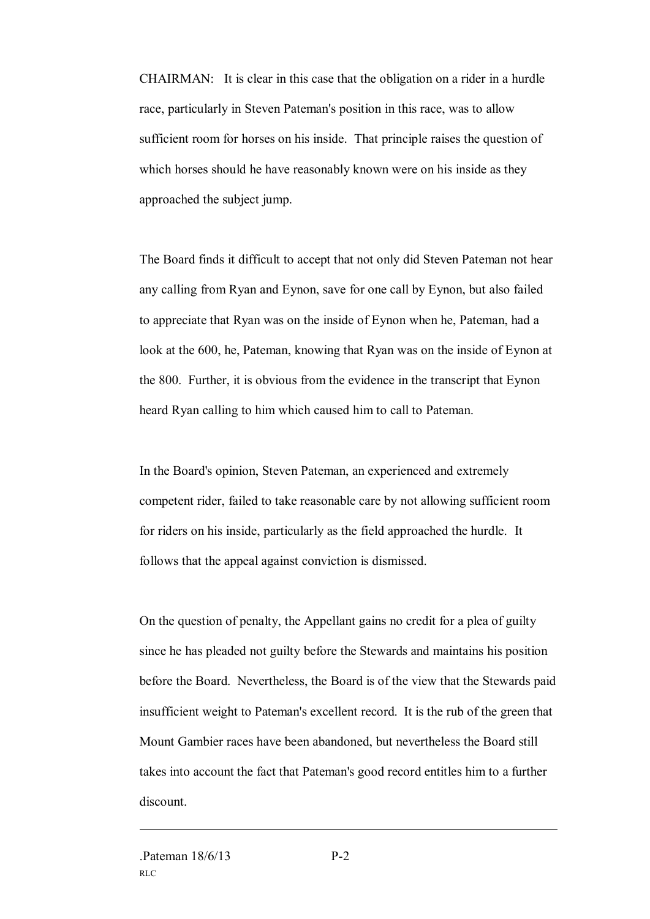CHAIRMAN: It is clear in this case that the obligation on a rider in a hurdle race, particularly in Steven Pateman's position in this race, was to allow sufficient room for horses on his inside. That principle raises the question of which horses should he have reasonably known were on his inside as they approached the subject jump.

The Board finds it difficult to accept that not only did Steven Pateman not hear any calling from Ryan and Eynon, save for one call by Eynon, but also failed to appreciate that Ryan was on the inside of Eynon when he, Pateman, had a look at the 600, he, Pateman, knowing that Ryan was on the inside of Eynon at the 800. Further, it is obvious from the evidence in the transcript that Eynon heard Ryan calling to him which caused him to call to Pateman.

In the Board's opinion, Steven Pateman, an experienced and extremely competent rider, failed to take reasonable care by not allowing sufficient room for riders on his inside, particularly as the field approached the hurdle. It follows that the appeal against conviction is dismissed.

On the question of penalty, the Appellant gains no credit for a plea of guilty since he has pleaded not guilty before the Stewards and maintains his position before the Board. Nevertheless, the Board is of the view that the Stewards paid insufficient weight to Pateman's excellent record. It is the rub of the green that Mount Gambier races have been abandoned, but nevertheless the Board still takes into account the fact that Pateman's good record entitles him to a further discount.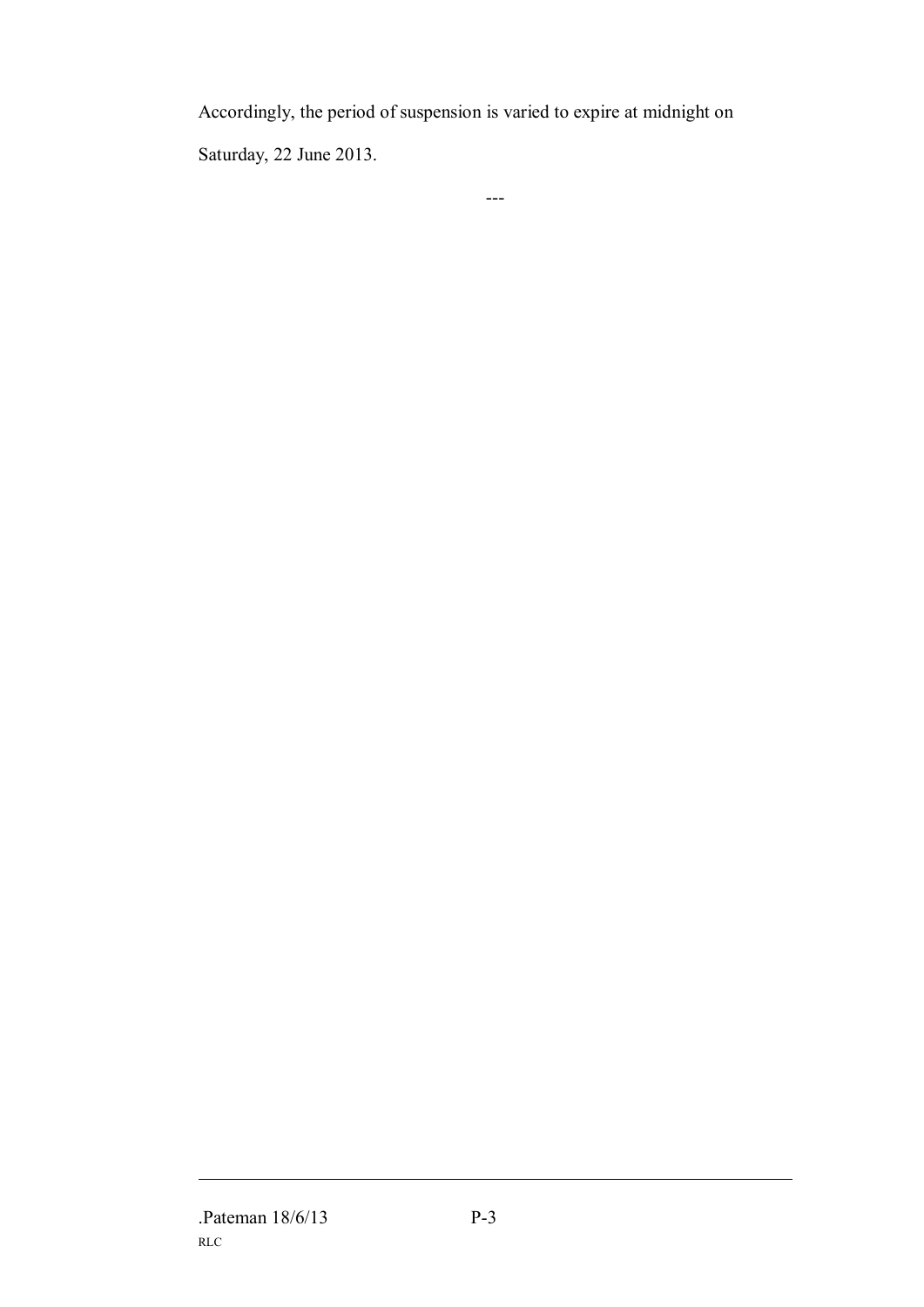Accordingly, the period of suspension is varied to expire at midnight on Saturday, 22 June 2013.

---